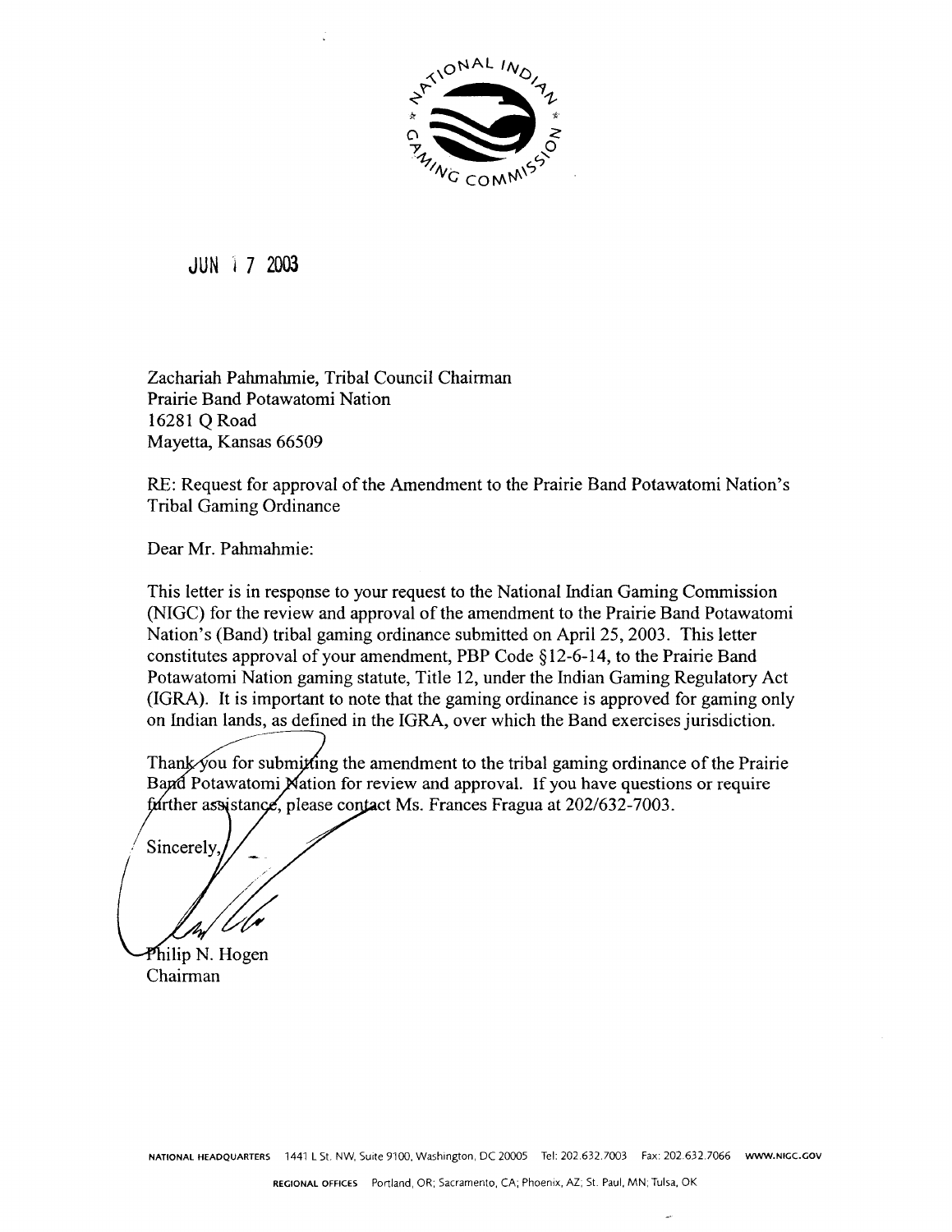NATIONAL INDIAN GAMING COMMISSION

JUN 17 2003

Zachariah Pahmahmie, Tribal Council Chairman
Prairie Band Potawatomi Nation
16281 Q Road
Mayetta, Kansas 66509

RE: Request for approval of the Amendment to the Prairie Band Potawatomi Nation's Tribal Gaming Ordinance

Dear Mr. Pahmahmie:

This letter is in response to your request to the National Indian Gaming Commission (NIGC) for the review and approval of the amendment to the Prairie Band Potawatomi Nation's (Band) tribal gaming ordinance submitted on April 25, 2003. This letter constitutes approval of your amendment, PBP Code §12-6-14, to the Prairie Band Potawatomi Nation gaming statute, Title 12, under the Indian Gaming Regulatory Act (IGRA). It is important to note that the gaming ordinance is approved for gaming only on Indian lands, as defined in the IGRA, over which the Band exercises jurisdiction.

Thank you for submitting the amendment to the tribal gaming ordinance of the Prairie Band Potawatomi Nation for review and approval. If you have questions or require further assistance, please contact Ms. Frances Fragua at 202/632-7003.

Sincerely,

Philip N. Hogen
Chairman

NATIONAL HEADQUARTERS 1441 L St. NW, Suite 9100, Washington, DC 20005 Tel: 202.632.7003 Fax: 202.632.7066 WWW.NIGC.GOV

REGIONAL OFFICES Portland, OR; Sacramento, CA; Phoenix, AZ; St. Paul, MN; Tulsa, OK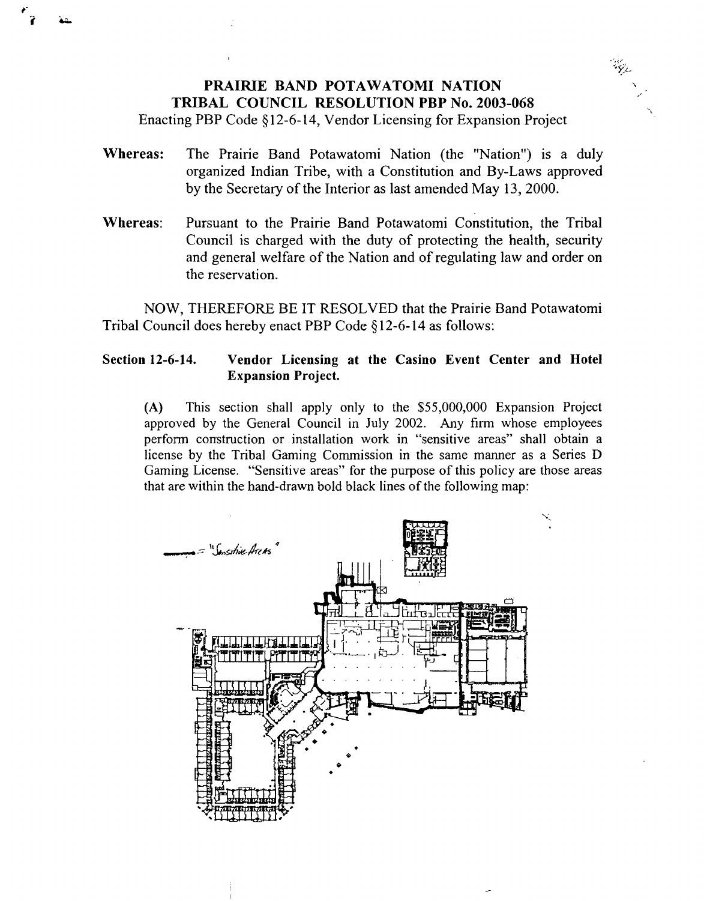# PRAIRIE BAND POTAWATOMI NATION
## TRIBAL COUNCIL RESOLUTION PBP No. 2003-068

Enacting PBP Code §12-6-14, Vendor Licensing for Expansion Project

**Whereas:** The Prairie Band Potawatomi Nation (the "Nation") is a duly organized Indian Tribe, with a Constitution and By-Laws approved by the Secretary of the Interior as last amended May 13, 2000.

**Whereas:** Pursuant to the Prairie Band Potawatomi Constitution, the Tribal Council is charged with the duty of protecting the health, security and general welfare of the Nation and of regulating law and order on the reservation.

NOW, THEREFORE BE IT RESOLVED that the Prairie Band Potawatomi Tribal Council does hereby enact PBP Code §12-6-14 as follows:

**Section 12-6-14. Vendor Licensing at the Casino Event Center and Hotel Expansion Project.**

(A) This section shall apply only to the $55,000,000 Expansion Project approved by the General Council in July 2002. Any firm whose employees perform construction or installation work in "sensitive areas" shall obtain a license by the Tribal Gaming Commission in the same manner as a Series D Gaming License. "Sensitive areas" for the purpose of this policy are those areas that are within the hand-drawn bold black lines of the following map:

= "Sensitive Areas"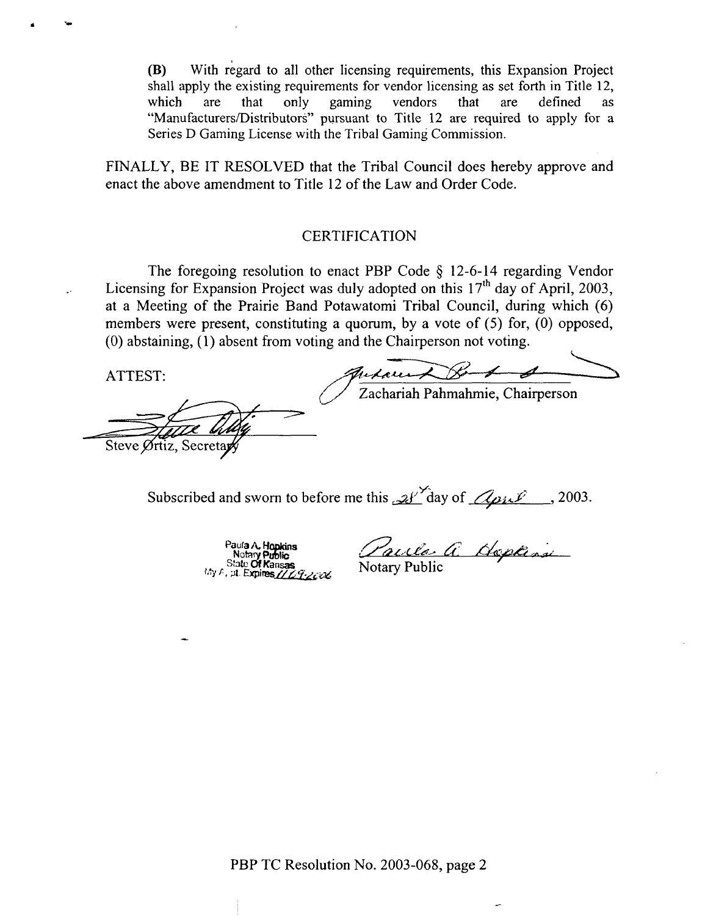**(B)** With regard to all other licensing requirements, this Expansion Project shall apply the existing requirements for vendor licensing as set forth in Title 12, which are that only gaming vendors that are defined as "Manufacturers/Distributors" pursuant to Title 12 are required to apply for a Series D Gaming License with the Tribal Gaming Commission.

FINALLY, BE IT RESOLVED that the Tribal Council does hereby approve and enact the above amendment to Title 12 of the Law and Order Code.

## CERTIFICATION

The foregoing resolution to enact PBP Code § 12-6-14 regarding Vendor Licensing for Expansion Project was duly adopted on this 17th day of April, 2003, at a Meeting of the Prairie Band Potawatomi Tribal Council, during which (6) members were present, constituting a quorum, by a vote of (5) for, (0) opposed, (0) abstaining, (1) absent from voting and the Chairperson not voting.

ATTEST:

Zachariah Pahmahmie, Chairperson

Steve Ortiz, Secretary

Subscribed and sworn to before me this 28th day of April, 2003.

Paula A. Hopkins
Notary Public
State Of Kansas
My Appt. Expires 11-09-2006

Notary Public